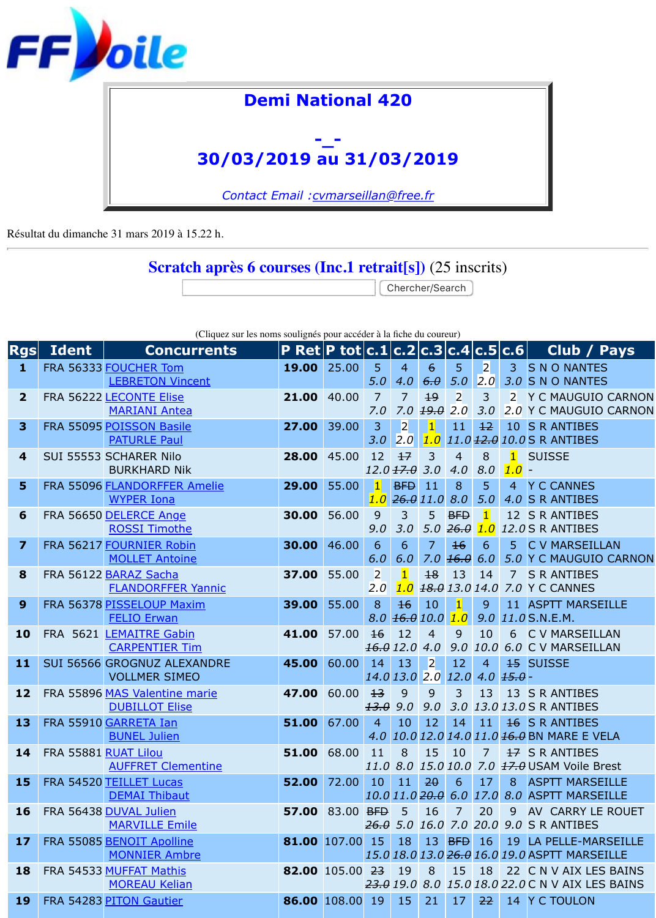FF Voile

# Demi National 420

-_-

## 30/03/2019 au 31/03/2019

*Contact Email :cvmarseillan@free.fr*

Résultat du dimanche 31 mars 2019 à 15.22 h.

## Scratch après 6 courses (Inc.1 retrait[s]) (25 inscrits)

Chercher/Search

(Cliquez sur les noms soulignés pour accéder à la fiche du coureur)

| Rgs | Ident | Concurrents | P Ret | P tot | c.1 | c.2 | c.3 | c.4 | c.5 | c.6 | Club / Pays |
|---|---|---|---|---|---|---|---|---|---|---|---|
| 1 | FRA 56333 | FOUCHER Tom<br>LEBRETON Vincent | **19.00** | 25.00 | 5<br>5.0 | 4<br>4.0 | ~~6~~<br>~~6.0~~ | 5<br>5.0 | 2<br>2.0 | 3<br>3.0 | S N O NANTES<br>S N O NANTES |
| 2 | FRA 56222 | LECONTE Elise<br>MARIANI Antea | **21.00** | 40.00 | 7<br>7.0 | 7<br>7.0 | ~~19~~<br>~~19.0~~ | 2<br>2.0 | 3<br>3.0 | 2<br>2.0 | Y C MAUGUIO CARNON<br>Y C MAUGUIO CARNON |
| 3 | FRA 55095 | POISSON Basile<br>PATURLE Paul | **27.00** | 39.00 | 3<br>3.0 | 2<br>2.0 | 1<br>1.0 | 11<br>11.0 | ~~12~~<br>~~12.0~~ | 10<br>10.0 | S R ANTIBES<br>S R ANTIBES |
| 4 | SUI 55553 | SCHARER Nilo<br>BURKHARD Nik | **28.00** | 45.00 | 12<br>12.0 | ~~17~~<br>~~17.0~~ | 3<br>3.0 | 4<br>4.0 | 8<br>8.0 | 1<br>1.0 | SUISSE<br>- |
| 5 | FRA 55096 | FLANDORFFER Amelie<br>WYPER Iona | **29.00** | 55.00 | 1<br>1.0 | ~~BFD~~<br>~~26.0~~ | 11<br>11.0 | 8<br>8.0 | 5<br>5.0 | 4<br>4.0 | Y C CANNES<br>S R ANTIBES |
| 6 | FRA 56650 | DELERCE Ange<br>ROSSI Timothe | **30.00** | 56.00 | 9<br>9.0 | 3<br>3.0 | 5<br>5.0 | ~~BFD~~<br>~~26.0~~ | 1<br>1.0 | 12<br>12.0 | S R ANTIBES<br>S R ANTIBES |
| 7 | FRA 56217 | FOURNIER Robin<br>MOLLET Antoine | **30.00** | 46.00 | 6<br>6.0 | 6<br>6.0 | 7<br>7.0 | ~~16~~<br>~~16.0~~ | 6<br>6.0 | 5<br>5.0 | C V MARSEILLAN<br>Y C MAUGUIO CARNON |
| 8 | FRA 56122 | BARAZ Sacha<br>FLANDORFFER Yannic | **37.00** | 55.00 | 2<br>2.0 | 1<br>1.0 | ~~18~~<br>~~18.0~~ | 13<br>13.0 | 14<br>14.0 | 7<br>7.0 | S R ANTIBES<br>Y C CANNES |
| 9 | FRA 56378 | PISSELOUP Maxim<br>FELIO Erwan | **39.00** | 55.00 | 8<br>8.0 | ~~16~~<br>~~16.0~~ | 10<br>10.0 | 1<br>1.0 | 9<br>9.0 | 11<br>11.0 | ASPTT MARSEILLE<br>S.N.E.M. |
| 10 | FRA 5621 | LEMAITRE Gabin<br>CARPENTIER Tim | **41.00** | 57.00 | ~~16~~<br>~~16.0~~ | 12<br>12.0 | 4<br>4.0 | 9<br>9.0 | 10<br>10.0 | 6<br>6.0 | C V MARSEILLAN<br>C V MARSEILLAN |
| 11 | SUI 56566 | GROGNUZ ALEXANDRE<br>VOLLMER SIMEO | **45.00** | 60.00 | 14<br>14.0 | 13<br>13.0 | 2<br>2.0 | 12<br>12.0 | 4<br>4.0 | ~~15~~<br>~~15.0~~ | SUISSE<br>- |
| 12 | FRA 55896 | MAS Valentine marie<br>DUBILLOT Elise | **47.00** | 60.00 | ~~13~~<br>~~13.0~~ | 9<br>9.0 | 9<br>9.0 | 3<br>3.0 | 13<br>13.0 | 13<br>13.0 | S R ANTIBES<br>S R ANTIBES |
| 13 | FRA 55910 | GARRETA Ian<br>BUNEL Julien | **51.00** | 67.00 | 4<br>4.0 | 10<br>10.0 | 12<br>12.0 | 14<br>14.0 | 11<br>11.0 | ~~16~~<br>~~16.0~~ | S R ANTIBES<br>BN MARE E VELA |
| 14 | FRA 55881 | RUAT Lilou<br>AUFFRET Clementine | **51.00** | 68.00 | 11<br>11.0 | 8<br>8.0 | 15<br>15.0 | 10<br>10.0 | 7<br>7.0 | ~~17~~<br>~~17.0~~ | S R ANTIBES<br>USAM Voile Brest |
| 15 | FRA 54520 | TEILLET Lucas<br>DEMAI Thibaut | **52.00** | 72.00 | 10<br>10.0 | 11<br>11.0 | ~~20~~<br>~~20.0~~ | 6<br>6.0 | 17<br>17.0 | 8<br>8.0 | ASPTT MARSEILLE<br>ASPTT MARSEILLE |
| 16 | FRA 56438 | DUVAL Julien<br>MARVILLE Emile | **57.00** | 83.00 | ~~BFD~~<br>~~26.0~~ | 5<br>5.0 | 16<br>16.0 | 7<br>7.0 | 20<br>20.0 | 9<br>9.0 | AV CARRY LE ROUET<br>S R ANTIBES |
| 17 | FRA 55085 | BENOIT Apolline<br>MONNIER Ambre | **81.00** | 107.00 | 15<br>15.0 | 18<br>18.0 | 13<br>13.0 | ~~BFD~~<br>~~26.0~~ | 16<br>16.0 | 19<br>19.0 | LA PELLE-MARSEILLE<br>ASPTT MARSEILLE |
| 18 | FRA 54533 | MUFFAT Mathis<br>MOREAU Kelian | **82.00** | 105.00 | ~~23~~<br>~~23.0~~ | 19<br>19.0 | 8<br>8.0 | 15<br>15.0 | 18<br>18.0 | 22<br>22.0 | C N V AIX LES BAINS<br>C N V AIX LES BAINS |
| 19 | FRA 54283 | PITON Gautier | **86.00** | 108.00 | 19 | 15 | 21 | 17 | ~~22~~ | 14 | Y C TOULON |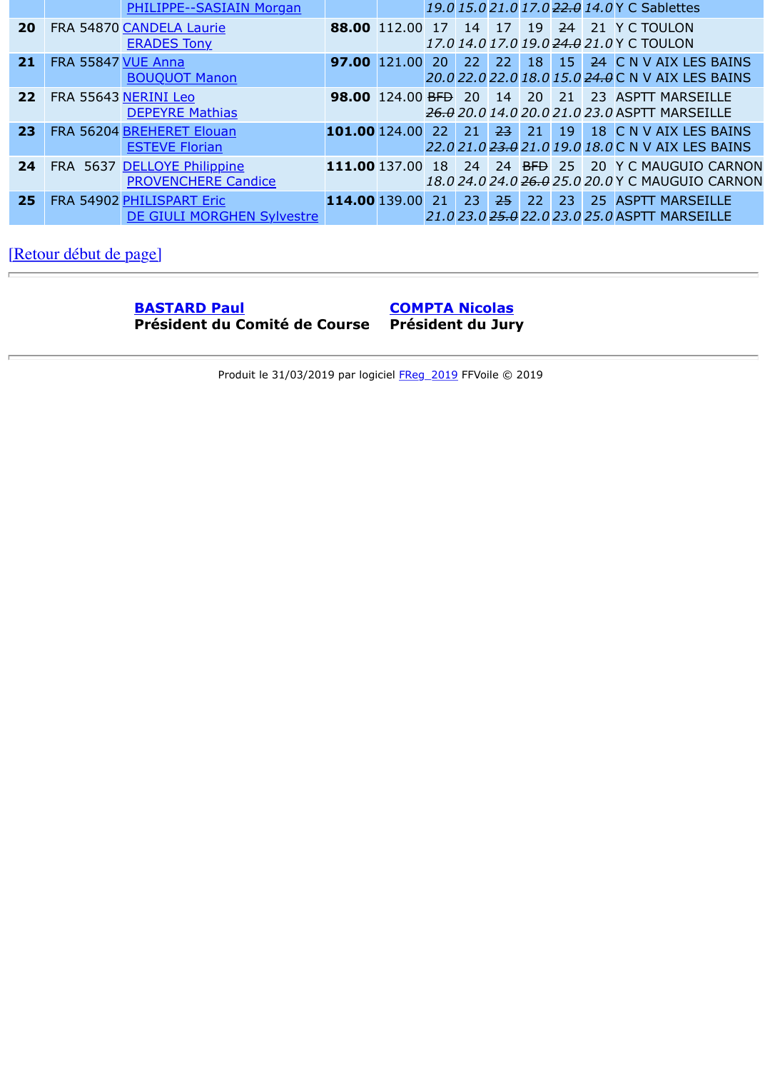| | | | | | | | | | | | |
|---|---|---|---|---|---|---|---|---|---|---|---|
| | | PHILIPPE--SASAIN Morgan | | | *19.0* | *15.0* | *21.0* | *17.0* | ~~*22.0*~~ | *14.0* | Y C Sablettes |
| **20** | FRA 54870 | CANDELA Laurie<br>ERADES Tony | **88.00** | 112.00 | 17<br>*17.0* | 14<br>*14.0* | 17<br>*17.0* | 19<br>*19.0* | ~~24~~<br>~~*24.0*~~ | 21<br>*21.0* | Y C TOULON<br>Y C TOULON |
| **21** | FRA 55847 | VUE Anna<br>BOUQUOT Manon | **97.00** | 121.00 | 20<br>*20.0* | 22<br>*22.0* | 22<br>*22.0* | 18<br>*18.0* | 15<br>*15.0* | ~~24~~<br>~~*24.0*~~ | C N V AIX LES BAINS<br>C N V AIX LES BAINS |
| **22** | FRA 55643 | NERINI Leo<br>DEPEYRE Mathias | **98.00** | 124.00 | ~~BFD~~<br>~~*26.0*~~ | 20<br>*20.0* | 14<br>*14.0* | 20<br>*20.0* | 21<br>*21.0* | 23<br>*23.0* | ASPTT MARSEILLE<br>ASPTT MARSEILLE |
| **23** | FRA 56204 | BREHERET Elouan<br>ESTEVE Florian | **101.00** | 124.00 | 22<br>*22.0* | 21<br>*21.0* | ~~23~~<br>~~*23.0*~~ | 21<br>*21.0* | 19<br>*19.0* | 18<br>*18.0* | C N V AIX LES BAINS<br>C N V AIX LES BAINS |
| **24** | FRA 5637 | DELLOYE Philippine<br>PROVENCHERE Candice | **111.00** | 137.00 | 18<br>*18.0* | 24<br>*24.0* | 24<br>*24.0* | ~~BFD~~<br>~~*26.0*~~ | 25<br>*25.0* | 20<br>*20.0* | Y C MAUGUIO CARNON<br>Y C MAUGUIO CARNON |
| **25** | FRA 54902 | PHILISPART Eric<br>DE GIULI MORGHEN Sylvestre | **114.00** | 139.00 | 21<br>*21.0* | 23<br>*23.0* | ~~25~~<br>~~*25.0*~~ | 22<br>*22.0* | 23<br>*23.0* | 25<br>*25.0* | ASPTT MARSEILLE<br>ASPTT MARSEILLE |

[Retour début de page]

---

**BASTARD Paul**
**Président du Comité de Course**

**COMPTA Nicolas**
**Président du Jury**

---

Produit le 31/03/2019 par logiciel FReg_2019 FFVoile © 2019